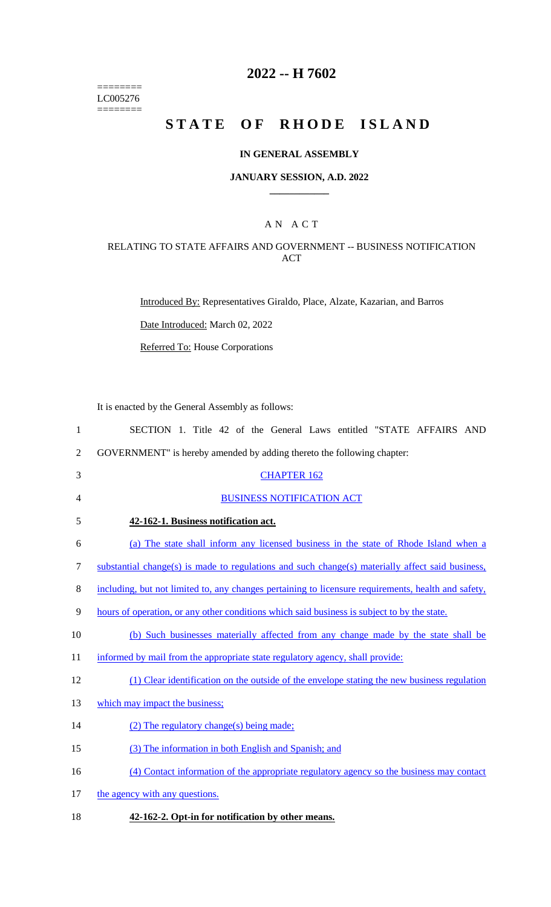========
LC005276
========

# 2022 -- H 7602

# STATE OF RHODE ISLAND

## IN GENERAL ASSEMBLY

### JANUARY SESSION, A.D. 2022

---

### A N A C T

### RELATING TO STATE AFFAIRS AND GOVERNMENT -- BUSINESS NOTIFICATION ACT

Introduced By: Representatives Giraldo, Place, Alzate, Kazarian, and Barros

Date Introduced: March 02, 2022

Referred To: House Corporations

It is enacted by the General Assembly as follows:

1 SECTION 1. Title 42 of the General Laws entitled "STATE AFFAIRS AND
2 GOVERNMENT" is hereby amended by adding thereto the following chapter:

3 CHAPTER 162

4 BUSINESS NOTIFICATION ACT

5 **42-162-1. Business notification act.**

6 (a) The state shall inform any licensed business in the state of Rhode Island when a
7 substantial change(s) is made to regulations and such change(s) materially affect said business,
8 including, but not limited to, any changes pertaining to licensure requirements, health and safety,
9 hours of operation, or any other conditions which said business is subject to by the state.

10 (b) Such businesses materially affected from any change made by the state shall be
11 informed by mail from the appropriate state regulatory agency, shall provide:

12 (1) Clear identification on the outside of the envelope stating the new business regulation
13 which may impact the business;

14 (2) The regulatory change(s) being made;

15 (3) The information in both English and Spanish; and

16 (4) Contact information of the appropriate regulatory agency so the business may contact
17 the agency with any questions.

18 **42-162-2. Opt-in for notification by other means.**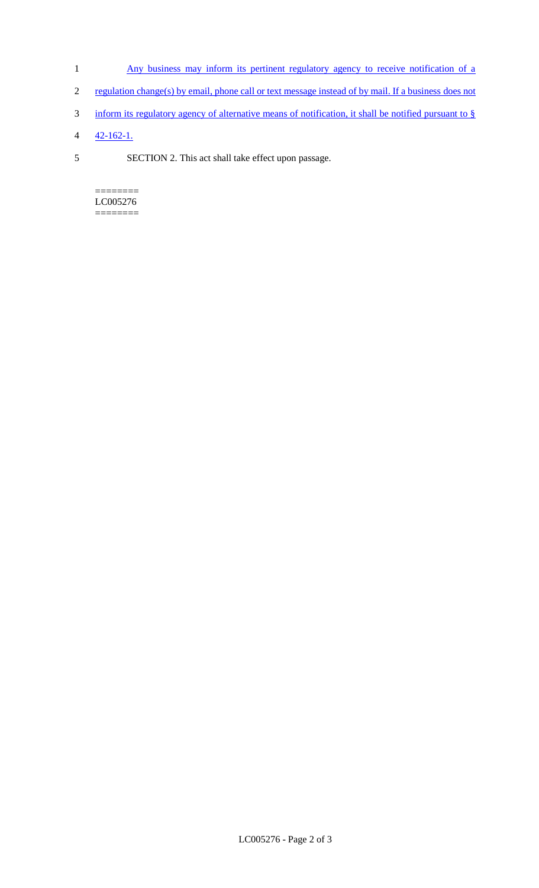Any business may inform its pertinent regulatory agency to receive notification of a regulation change(s) by email, phone call or text message instead of by mail. If a business does not inform its regulatory agency of alternative means of notification, it shall be notified pursuant to § 42-162-1.

SECTION 2. This act shall take effect upon passage.

========
LC005276
========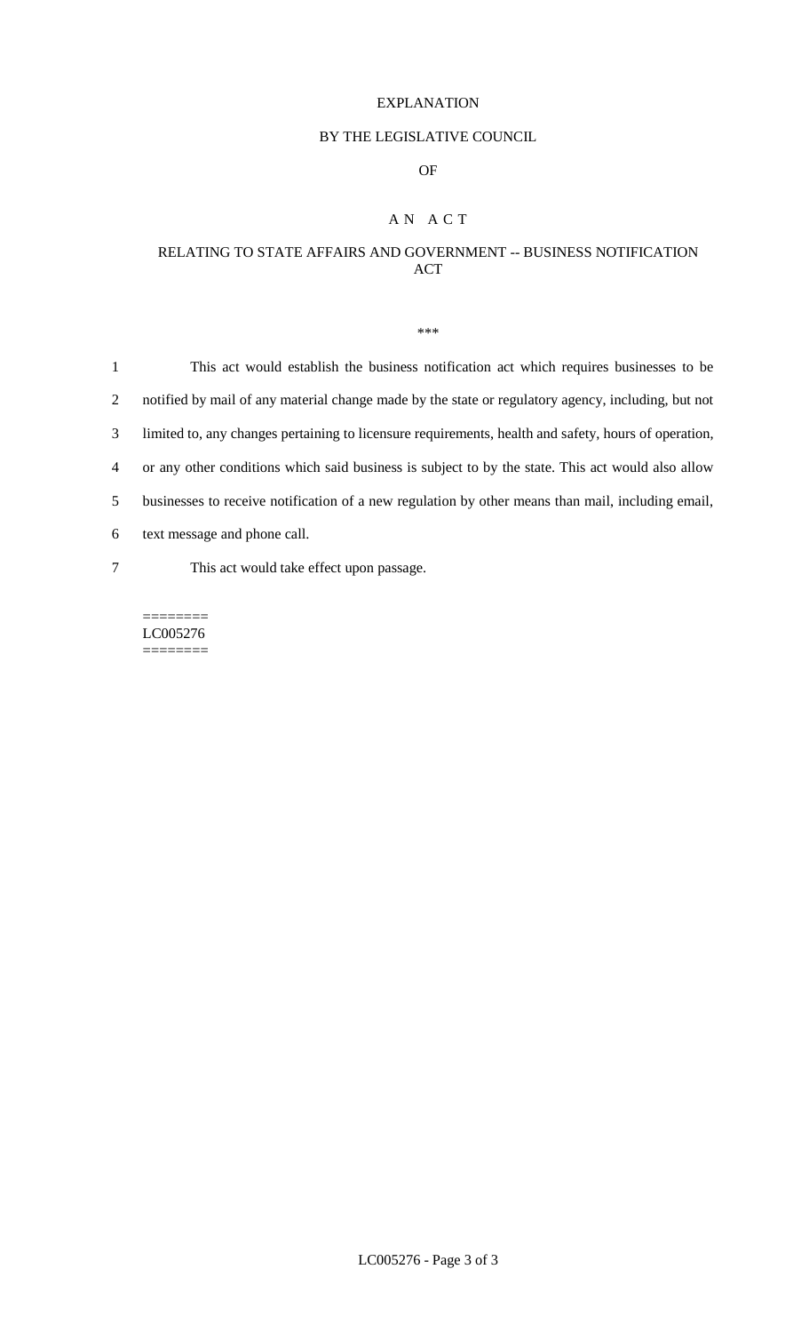EXPLANATION

BY THE LEGISLATIVE COUNCIL

OF

A N A C T

RELATING TO STATE AFFAIRS AND GOVERNMENT -- BUSINESS NOTIFICATION ACT

\*\*\*

1 This act would establish the business notification act which requires businesses to be
2 notified by mail of any material change made by the state or regulatory agency, including, but not
3 limited to, any changes pertaining to licensure requirements, health and safety, hours of operation,
4 or any other conditions which said business is subject to by the state. This act would also allow
5 businesses to receive notification of a new regulation by other means than mail, including email,
6 text message and phone call.

7 This act would take effect upon passage.

========
LC005276
========